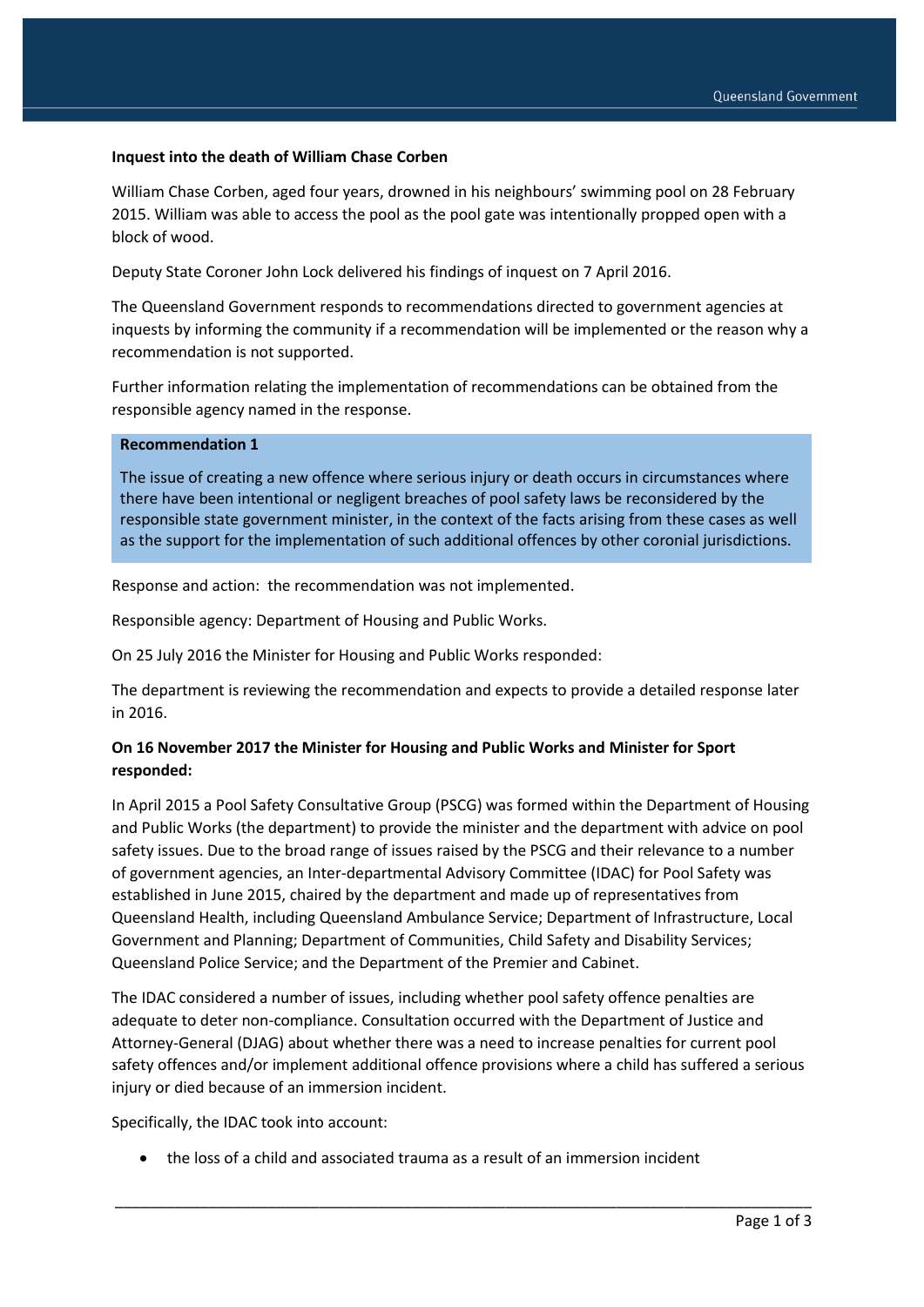**Inquest into the death of William Chase Corben**

William Chase Corben, aged four years, drowned in his neighbours' swimming pool on 28 February 2015. William was able to access the pool as the pool gate was intentionally propped open with a block of wood.

Deputy State Coroner John Lock delivered his findings of inquest on 7 April 2016.

The Queensland Government responds to recommendations directed to government agencies at inquests by informing the community if a recommendation will be implemented or the reason why a recommendation is not supported.

Further information relating the implementation of recommendations can be obtained from the responsible agency named in the response.

**Recommendation 1**

The issue of creating a new offence where serious injury or death occurs in circumstances where there have been intentional or negligent breaches of pool safety laws be reconsidered by the responsible state government minister, in the context of the facts arising from these cases as well as the support for the implementation of such additional offences by other coronial jurisdictions.

Response and action: the recommendation was not implemented.

Responsible agency: Department of Housing and Public Works.

On 25 July 2016 the Minister for Housing and Public Works responded:

The department is reviewing the recommendation and expects to provide a detailed response later in 2016.

**On 16 November 2017 the Minister for Housing and Public Works and Minister for Sport responded:**

In April 2015 a Pool Safety Consultative Group (PSCG) was formed within the Department of Housing and Public Works (the department) to provide the minister and the department with advice on pool safety issues. Due to the broad range of issues raised by the PSCG and their relevance to a number of government agencies, an Inter-departmental Advisory Committee (IDAC) for Pool Safety was established in June 2015, chaired by the department and made up of representatives from Queensland Health, including Queensland Ambulance Service; Department of Infrastructure, Local Government and Planning; Department of Communities, Child Safety and Disability Services; Queensland Police Service; and the Department of the Premier and Cabinet.

The IDAC considered a number of issues, including whether pool safety offence penalties are adequate to deter non-compliance. Consultation occurred with the Department of Justice and Attorney-General (DJAG) about whether there was a need to increase penalties for current pool safety offences and/or implement additional offence provisions where a child has suffered a serious injury or died because of an immersion incident.

Specifically, the IDAC took into account:

- the loss of a child and associated trauma as a result of an immersion incident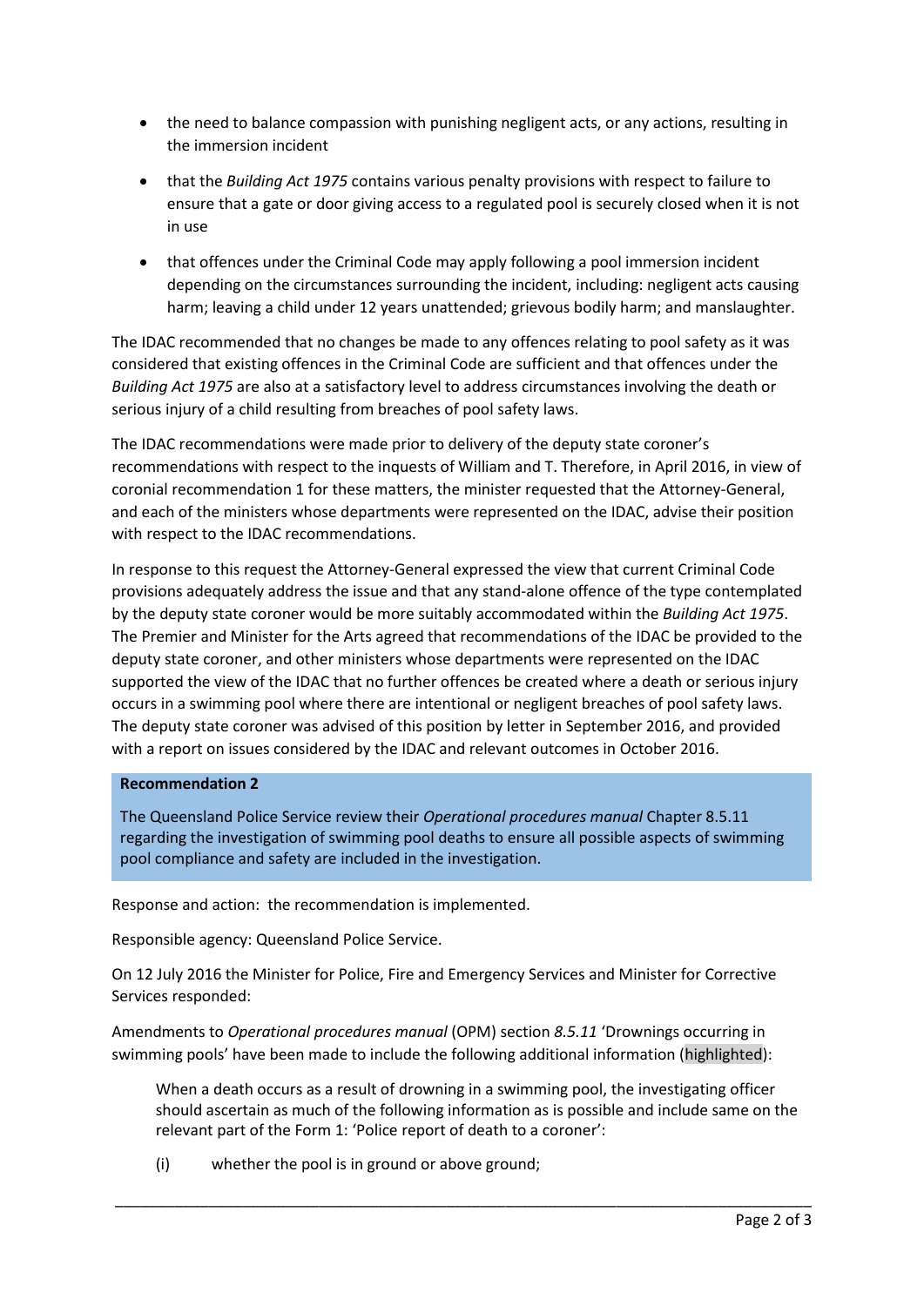- the need to balance compassion with punishing negligent acts, or any actions, resulting in the immersion incident
- that the *Building Act 1975* contains various penalty provisions with respect to failure to ensure that a gate or door giving access to a regulated pool is securely closed when it is not in use
- that offences under the Criminal Code may apply following a pool immersion incident depending on the circumstances surrounding the incident, including: negligent acts causing harm; leaving a child under 12 years unattended; grievous bodily harm; and manslaughter.

The IDAC recommended that no changes be made to any offences relating to pool safety as it was considered that existing offences in the Criminal Code are sufficient and that offences under the *Building Act 1975* are also at a satisfactory level to address circumstances involving the death or serious injury of a child resulting from breaches of pool safety laws.

The IDAC recommendations were made prior to delivery of the deputy state coroner's recommendations with respect to the inquests of William and T. Therefore, in April 2016, in view of coronial recommendation 1 for these matters, the minister requested that the Attorney-General, and each of the ministers whose departments were represented on the IDAC, advise their position with respect to the IDAC recommendations.

In response to this request the Attorney-General expressed the view that current Criminal Code provisions adequately address the issue and that any stand-alone offence of the type contemplated by the deputy state coroner would be more suitably accommodated within the *Building Act 1975*. The Premier and Minister for the Arts agreed that recommendations of the IDAC be provided to the deputy state coroner, and other ministers whose departments were represented on the IDAC supported the view of the IDAC that no further offences be created where a death or serious injury occurs in a swimming pool where there are intentional or negligent breaches of pool safety laws. The deputy state coroner was advised of this position by letter in September 2016, and provided with a report on issues considered by the IDAC and relevant outcomes in October 2016.

**Recommendation 2**

The Queensland Police Service review their *Operational procedures manual* Chapter 8.5.11 regarding the investigation of swimming pool deaths to ensure all possible aspects of swimming pool compliance and safety are included in the investigation.

Response and action: the recommendation is implemented.

Responsible agency: Queensland Police Service.

On 12 July 2016 the Minister for Police, Fire and Emergency Services and Minister for Corrective Services responded:

Amendments to *Operational procedures manual* (OPM) section *8.5.11* 'Drownings occurring in swimming pools' have been made to include the following additional information (highlighted):

> When a death occurs as a result of drowning in a swimming pool, the investigating officer should ascertain as much of the following information as is possible and include same on the relevant part of the Form 1: 'Police report of death to a coroner':
>
> (i) whether the pool is in ground or above ground;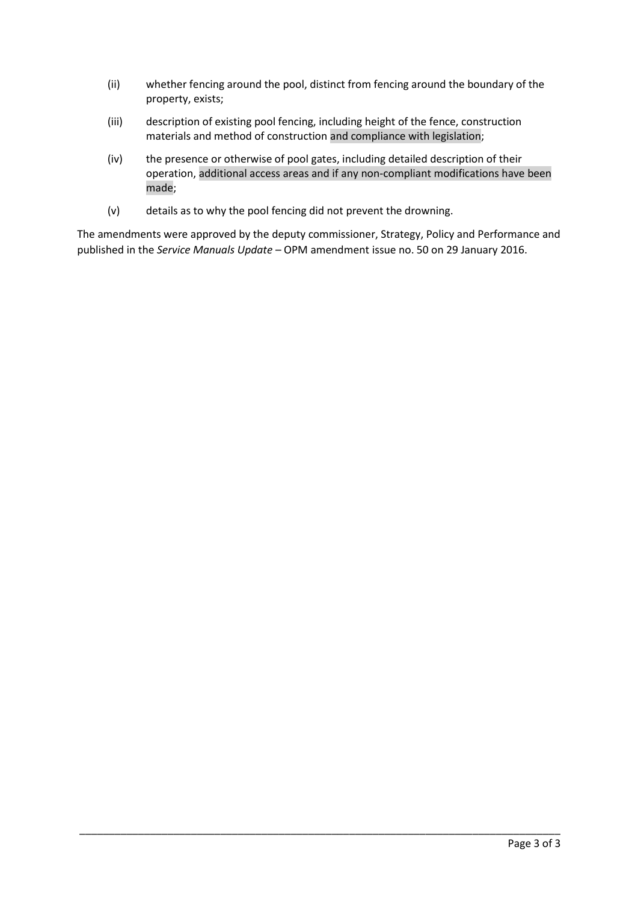(ii) whether fencing around the pool, distinct from fencing around the boundary of the property, exists;

(iii) description of existing pool fencing, including height of the fence, construction materials and method of construction and compliance with legislation;

(iv) the presence or otherwise of pool gates, including detailed description of their operation, additional access areas and if any non-compliant modifications have been made;

(v) details as to why the pool fencing did not prevent the drowning.

The amendments were approved by the deputy commissioner, Strategy, Policy and Performance and published in the *Service Manuals Update* – OPM amendment issue no. 50 on 29 January 2016.